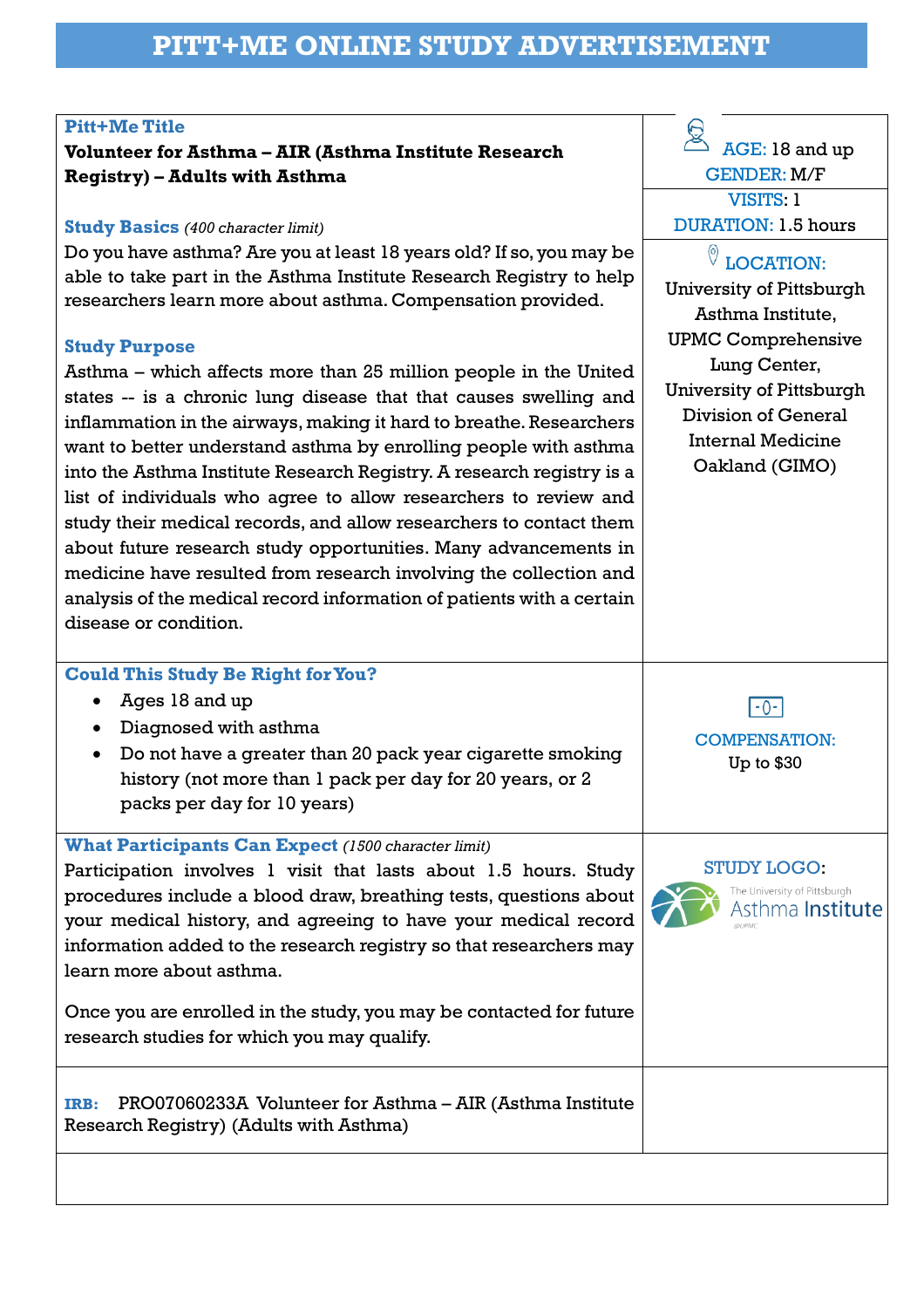# PITT+ME ONLINE STUDY ADVERTISEMENT

## Pitt+Me Title

**Volunteer for Asthma – AIR (Asthma Institute Research Registry) – Adults with Asthma**

AGE: 18 and up
GENDER: M/F
VISITS: 1
DURATION: 1.5 hours

LOCATION:
University of Pittsburgh Asthma Institute, UPMC Comprehensive Lung Center, University of Pittsburgh Division of General Internal Medicine Oakland (GIMO)

## Study Basics *(400 character limit)*

Do you have asthma? Are you at least 18 years old? If so, you may be able to take part in the Asthma Institute Research Registry to help researchers learn more about asthma. Compensation provided.

## Study Purpose

Asthma – which affects more than 25 million people in the United states -- is a chronic lung disease that that causes swelling and inflammation in the airways, making it hard to breathe. Researchers want to better understand asthma by enrolling people with asthma into the Asthma Institute Research Registry. A research registry is a list of individuals who agree to allow researchers to review and study their medical records, and allow researchers to contact them about future research study opportunities. Many advancements in medicine have resulted from research involving the collection and analysis of the medical record information of patients with a certain disease or condition.

## Could This Study Be Right for You?

- Ages 18 and up
- Diagnosed with asthma
- Do not have a greater than 20 pack year cigarette smoking history (not more than 1 pack per day for 20 years, or 2 packs per day for 10 years)

COMPENSATION:
Up to $30

## What Participants Can Expect *(1500 character limit)*

Participation involves 1 visit that lasts about 1.5 hours. Study procedures include a blood draw, breathing tests, questions about your medical history, and agreeing to have your medical record information added to the research registry so that researchers may learn more about asthma.

Once you are enrolled in the study, you may be contacted for future research studies for which you may qualify.

STUDY LOGO: The University of Pittsburgh Asthma Institute @UPMC

**IRB:** PRO07060233A Volunteer for Asthma – AIR (Asthma Institute Research Registry) (Adults with Asthma)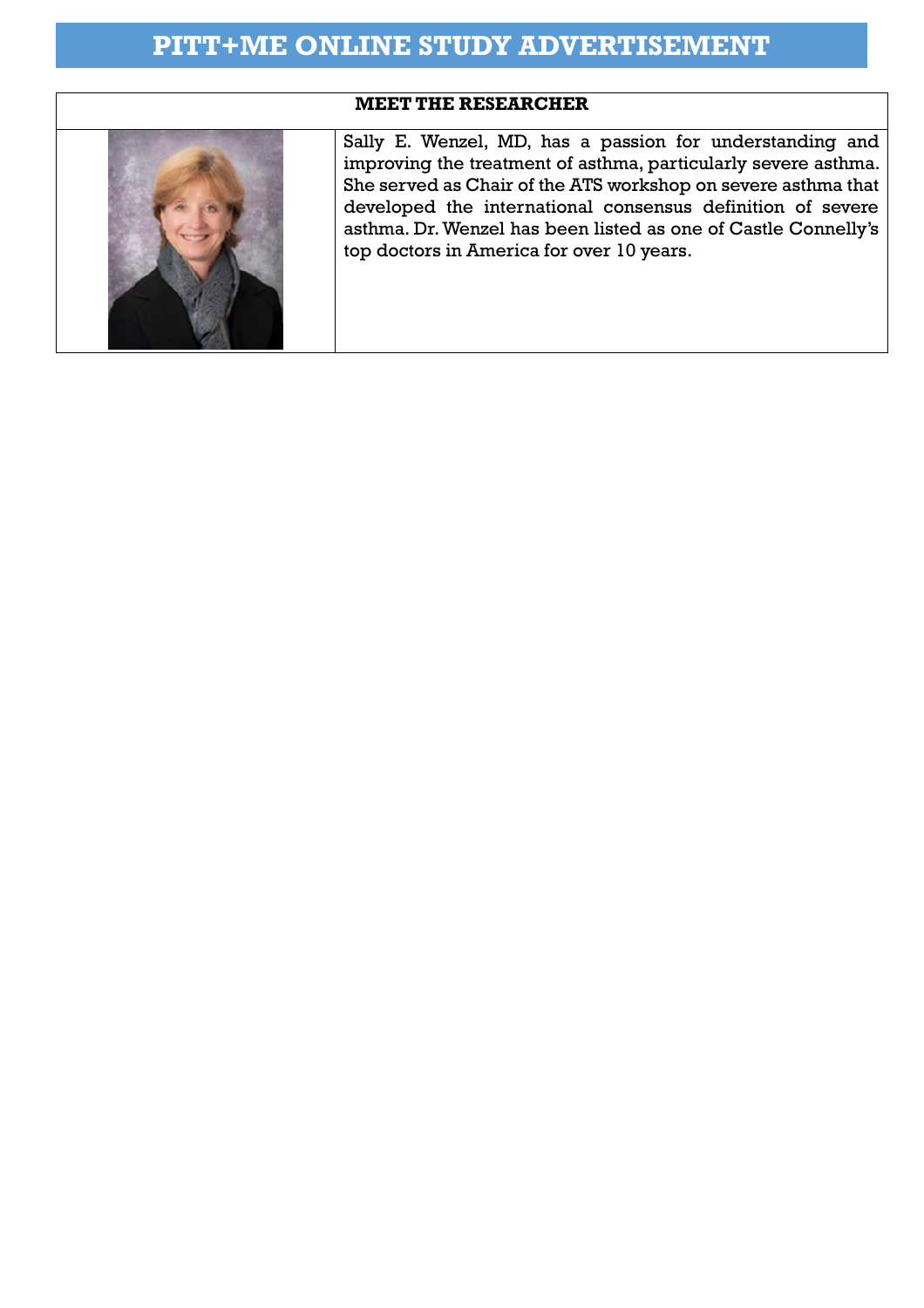# PITT+ME ONLINE STUDY ADVERTISEMENT

## MEET THE RESEARCHER

Sally E. Wenzel, MD, has a passion for understanding and improving the treatment of asthma, particularly severe asthma. She served as Chair of the ATS workshop on severe asthma that developed the international consensus definition of severe asthma. Dr. Wenzel has been listed as one of Castle Connelly's top doctors in America for over 10 years.